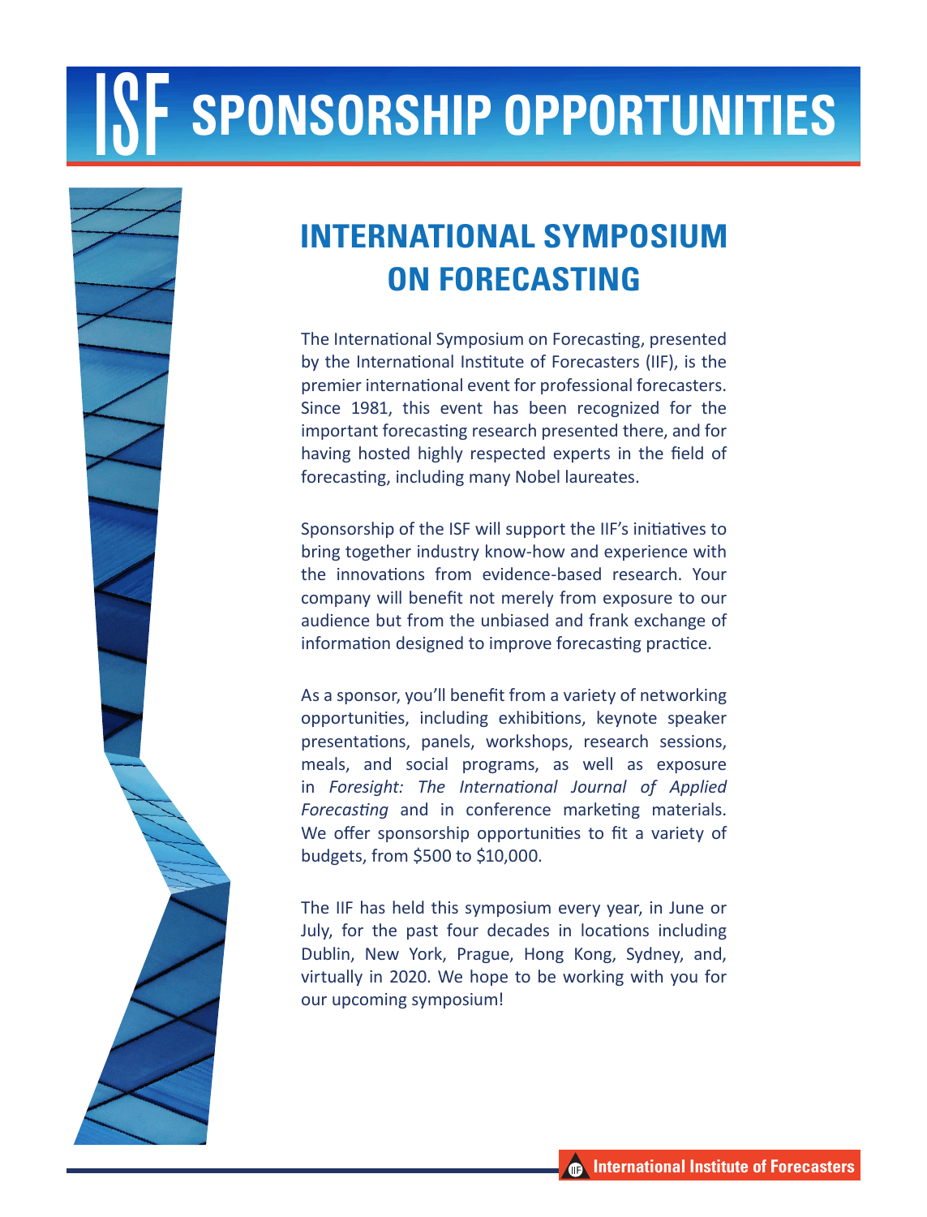# ISF SPONSORSHIP OPPORTUNITIES

## INTERNATIONAL SYMPOSIUM ON FORECASTING

The International Symposium on Forecasting, presented by the International Institute of Forecasters (IIF), is the premier international event for professional forecasters. Since 1981, this event has been recognized for the important forecasting research presented there, and for having hosted highly respected experts in the field of forecasting, including many Nobel laureates.

Sponsorship of the ISF will support the IIF's initiatives to bring together industry know-how and experience with the innovations from evidence-based research. Your company will benefit not merely from exposure to our audience but from the unbiased and frank exchange of information designed to improve forecasting practice.

As a sponsor, you'll benefit from a variety of networking opportunities, including exhibitions, keynote speaker presentations, panels, workshops, research sessions, meals, and social programs, as well as exposure in *Foresight: The International Journal of Applied Forecasting* and in conference marketing materials. We offer sponsorship opportunities to fit a variety of budgets, from $500 to $10,000.

The IIF has held this symposium every year, in June or July, for the past four decades in locations including Dublin, New York, Prague, Hong Kong, Sydney, and, virtually in 2020. We hope to be working with you for our upcoming symposium!

International Institute of Forecasters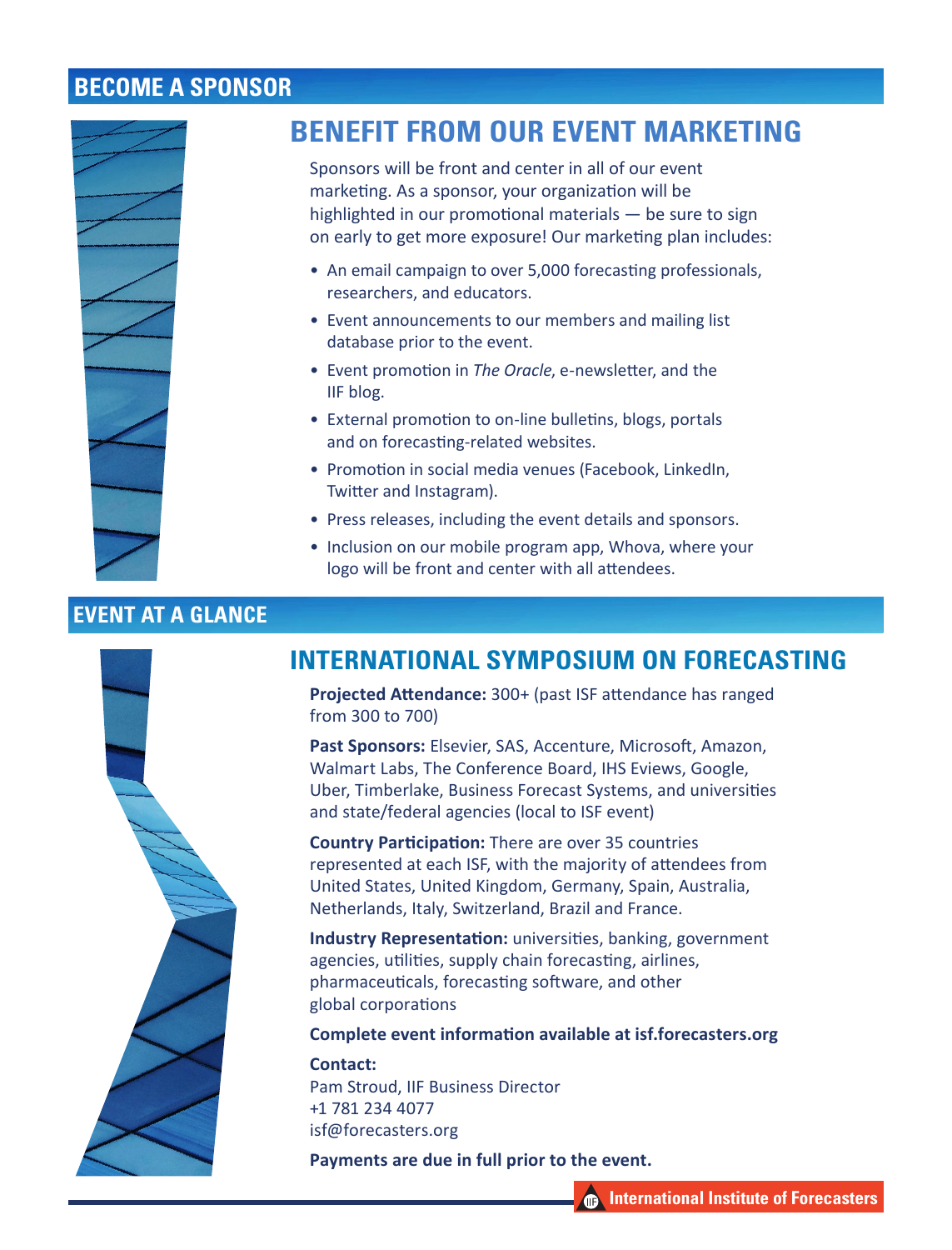## BECOME A SPONSOR

### BENEFIT FROM OUR EVENT MARKETING

Sponsors will be front and center in all of our event marketing. As a sponsor, your organization will be highlighted in our promotional materials — be sure to sign on early to get more exposure! Our marketing plan includes:

- An email campaign to over 5,000 forecasting professionals, researchers, and educators.
- Event announcements to our members and mailing list database prior to the event.
- Event promotion in *The Oracle*, e-newsletter, and the IIF blog.
- External promotion to on-line bulletins, blogs, portals and on forecasting-related websites.
- Promotion in social media venues (Facebook, LinkedIn, Twitter and Instagram).
- Press releases, including the event details and sponsors.
- Inclusion on our mobile program app, Whova, where your logo will be front and center with all attendees.

## EVENT AT A GLANCE

### INTERNATIONAL SYMPOSIUM ON FORECASTING

**Projected Attendance:** 300+ (past ISF attendance has ranged from 300 to 700)

**Past Sponsors:** Elsevier, SAS, Accenture, Microsoft, Amazon, Walmart Labs, The Conference Board, IHS Eviews, Google, Uber, Timberlake, Business Forecast Systems, and universities and state/federal agencies (local to ISF event)

**Country Participation:** There are over 35 countries represented at each ISF, with the majority of attendees from United States, United Kingdom, Germany, Spain, Australia, Netherlands, Italy, Switzerland, Brazil and France.

**Industry Representation:** universities, banking, government agencies, utilities, supply chain forecasting, airlines, pharmaceuticals, forecasting software, and other global corporations

**Complete event information available at isf.forecasters.org**

**Contact:**
Pam Stroud, IIF Business Director
+1 781 234 4077
isf@forecasters.org

**Payments are due in full prior to the event.**

International Institute of Forecasters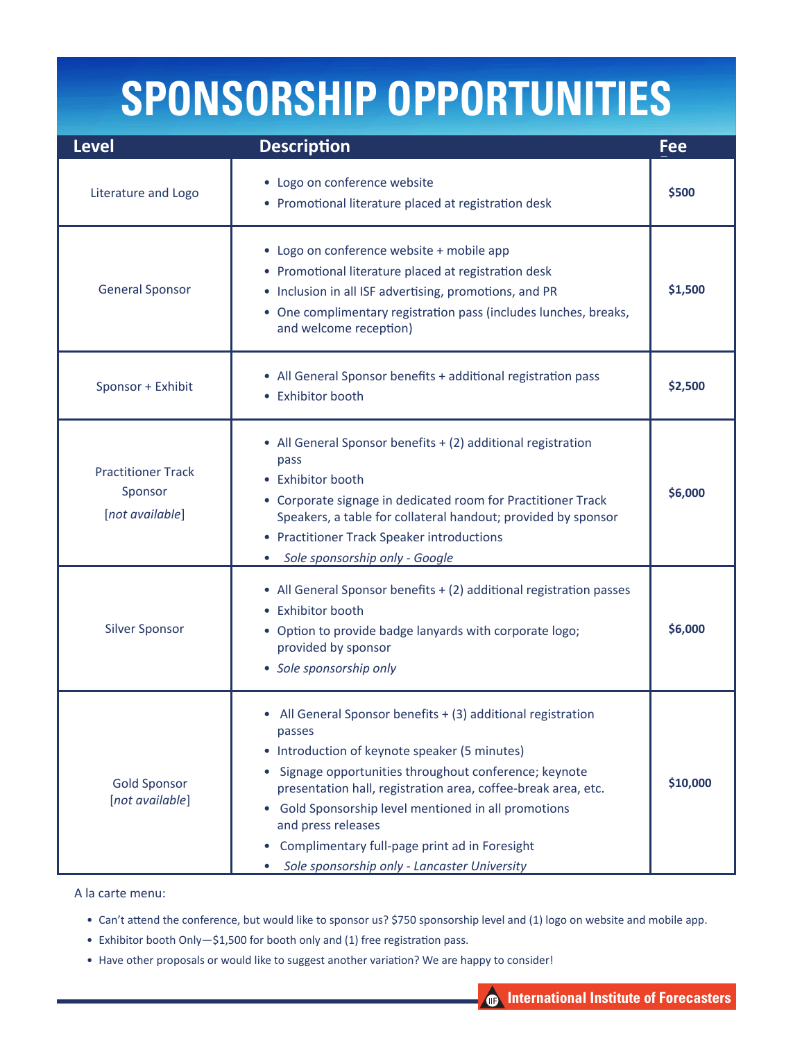# SPONSORSHIP OPPORTUNITIES

| Level | Description | Fee |
|---|---|---|
| Literature and Logo | • Logo on conference website<br>• Promotional literature placed at registration desk | **$500** |
| General Sponsor | • Logo on conference website + mobile app<br>• Promotional literature placed at registration desk<br>• Inclusion in all ISF advertising, promotions, and PR<br>• One complimentary registration pass (includes lunches, breaks, and welcome reception) | **$1,500** |
| Sponsor + Exhibit | • All General Sponsor benefits + additional registration pass<br>• Exhibitor booth | **$2,500** |
| Practitioner Track Sponsor [*not available*] | • All General Sponsor benefits + (2) additional registration pass<br>• Exhibitor booth<br>• Corporate signage in dedicated room for Practitioner Track Speakers, a table for collateral handout; provided by sponsor<br>• Practitioner Track Speaker introductions<br>• *Sole sponsorship only - Google* | **$6,000** |
| Silver Sponsor | • All General Sponsor benefits + (2) additional registration passes<br>• Exhibitor booth<br>• Option to provide badge lanyards with corporate logo; provided by sponsor<br>• *Sole sponsorship only* | **$6,000** |
| Gold Sponsor [*not available*] | • All General Sponsor benefits + (3) additional registration passes<br>• Introduction of keynote speaker (5 minutes)<br>• Signage opportunities throughout conference; keynote presentation hall, registration area, coffee-break area, etc.<br>• Gold Sponsorship level mentioned in all promotions and press releases<br>• Complimentary full-page print ad in Foresight<br>• *Sole sponsorship only - Lancaster University* | **$10,000** |

A la carte menu:

- Can't attend the conference, but would like to sponsor us? $750 sponsorship level and (1) logo on website and mobile app.
- Exhibitor booth Only—$1,500 for booth only and (1) free registration pass.
- Have other proposals or would like to suggest another variation? We are happy to consider!

International Institute of Forecasters